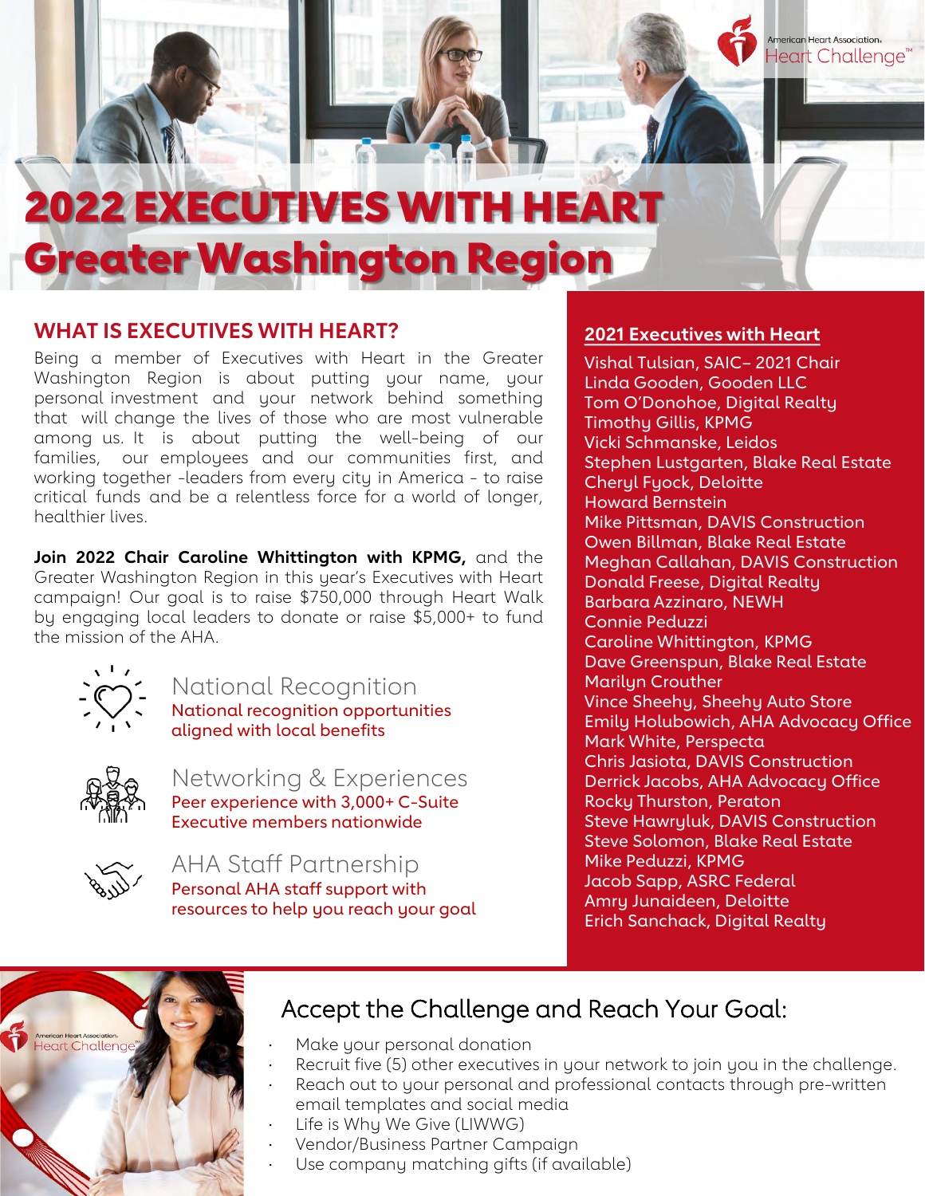# 2022 EXECUTIVES WITH HEART
# Greater Washington Region

## WHAT IS EXECUTIVES WITH HEART?

Being a member of Executives with Heart in the Greater Washington Region is about putting your name, your personal investment and your network behind something that will change the lives of those who are most vulnerable among us. It is about putting the well-being of our families, our employees and our communities first, and working together -leaders from every city in America - to raise critical funds and be a relentless force for a world of longer, healthier lives.

**Join 2022 Chair Caroline Whittington with KPMG,** and the Greater Washington Region in this year's Executives with Heart campaign! Our goal is to raise $750,000 through Heart Walk by engaging local leaders to donate or raise $5,000+ to fund the mission of the AHA.

### National Recognition
National recognition opportunities aligned with local benefits

### Networking & Experiences
Peer experience with 3,000+ C-Suite Executive members nationwide

### AHA Staff Partnership
Personal AHA staff support with resources to help you reach your goal

## 2021 Executives with Heart

Vishal Tulsian, SAIC– 2021 Chair
Linda Gooden, Gooden LLC
Tom O'Donohoe, Digital Realty
Timothy Gillis, KPMG
Vicki Schmanske, Leidos
Stephen Lustgarten, Blake Real Estate
Cheryl Fyock, Deloitte
Howard Bernstein
Mike Pittsman, DAVIS Construction
Owen Billman, Blake Real Estate
Meghan Callahan, DAVIS Construction
Donald Freese, Digital Realty
Barbara Azzinaro, NEWH
Connie Peduzzi
Caroline Whittington, KPMG
Dave Greenspun, Blake Real Estate
Marilyn Crouther
Vince Sheehy, Sheehy Auto Store
Emily Holubowich, AHA Advocacy Office
Mark White, Perspecta
Chris Jasiota, DAVIS Construction
Derrick Jacobs, AHA Advocacy Office
Rocky Thurston, Peraton
Steve Hawryluk, DAVIS Construction
Steve Solomon, Blake Real Estate
Mike Peduzzi, KPMG
Jacob Sapp, ASRC Federal
Amry Junaideen, Deloitte
Erich Sanchack, Digital Realty

## Accept the Challenge and Reach Your Goal:

- Make your personal donation
- Recruit five (5) other executives in your network to join you in the challenge.
- Reach out to your personal and professional contacts through pre-written email templates and social media
- Life is Why We Give (LIWWG)
- Vendor/Business Partner Campaign
- Use company matching gifts (if available)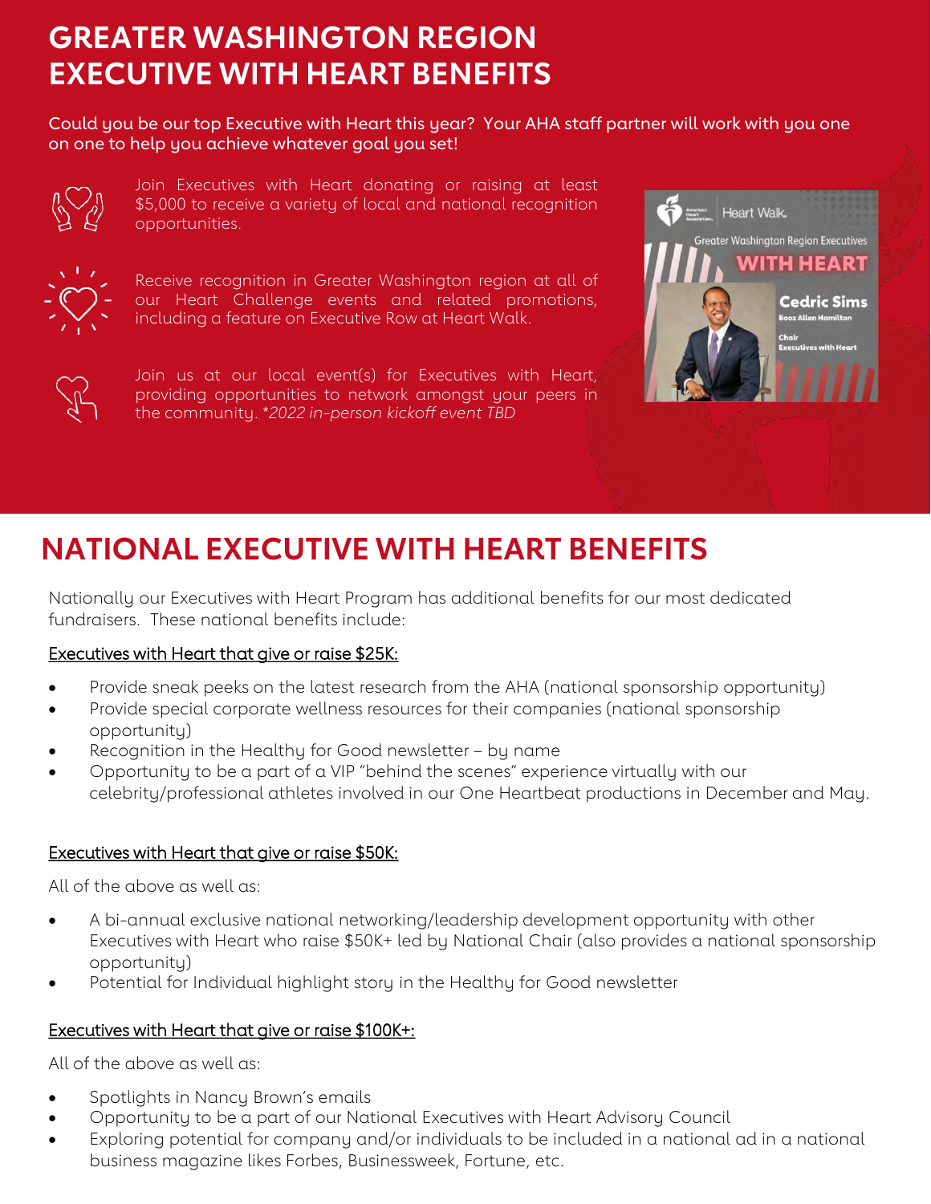# GREATER WASHINGTON REGION EXECUTIVE WITH HEART BENEFITS

Could you be our top Executive with Heart this year? Your AHA staff partner will work with you one on one to help you achieve whatever goal you set!

Join Executives with Heart donating or raising at least $5,000 to receive a variety of local and national recognition opportunities.

Receive recognition in Greater Washington region at all of our Heart Challenge events and related promotions, including a feature on Executive Row at Heart Walk.

Join us at our local event(s) for Executives with Heart, providing opportunities to network amongst your peers in the community. *\*2022 in-person kickoff event TBD*

Heart Walk.
Greater Washington Region Executives
WITH HEART
Cedric Sims
Booz Allen Hamilton
Chair
Executives with Heart

# NATIONAL EXECUTIVE WITH HEART BENEFITS

Nationally our Executives with Heart Program has additional benefits for our most dedicated fundraisers. These national benefits include:

<u>Executives with Heart that give or raise $25K:</u>

- Provide sneak peeks on the latest research from the AHA (national sponsorship opportunity)
- Provide special corporate wellness resources for their companies (national sponsorship opportunity)
- Recognition in the Healthy for Good newsletter – by name
- Opportunity to be a part of a VIP "behind the scenes" experience virtually with our celebrity/professional athletes involved in our One Heartbeat productions in December and May.

<u>Executives with Heart that give or raise $50K:</u>

All of the above as well as:

- A bi-annual exclusive national networking/leadership development opportunity with other Executives with Heart who raise $50K+ led by National Chair (also provides a national sponsorship opportunity)
- Potential for Individual highlight story in the Healthy for Good newsletter

<u>Executives with Heart that give or raise $100K+:</u>

All of the above as well as:

- Spotlights in Nancy Brown's emails
- Opportunity to be a part of our National Executives with Heart Advisory Council
- Exploring potential for company and/or individuals to be included in a national ad in a national business magazine likes Forbes, Businessweek, Fortune, etc.